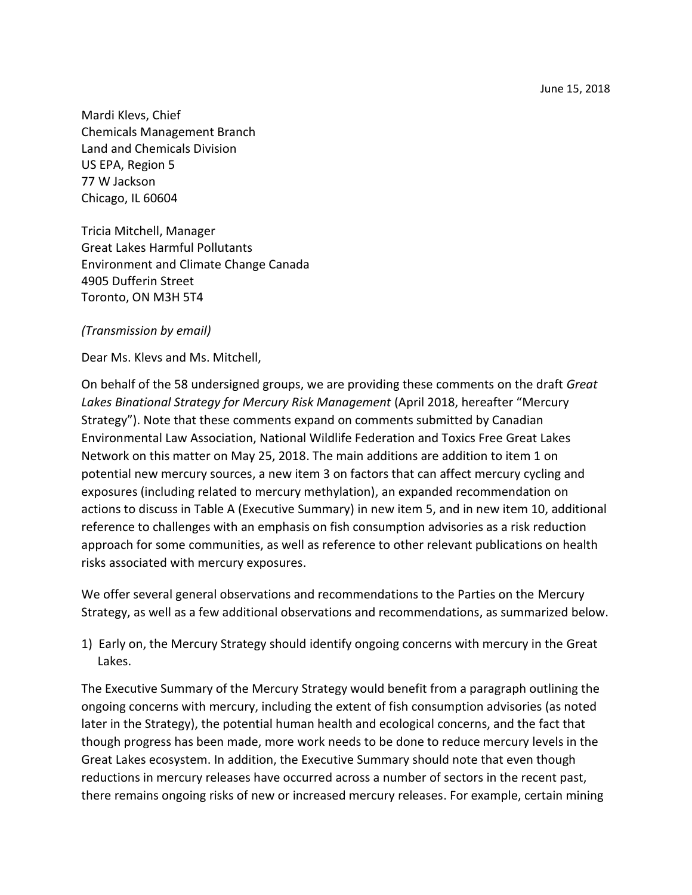June 15, 2018

Mardi Klevs, Chief
Chemicals Management Branch
Land and Chemicals Division
US EPA, Region 5
77 W Jackson
Chicago, IL 60604

Tricia Mitchell, Manager
Great Lakes Harmful Pollutants
Environment and Climate Change Canada
4905 Dufferin Street
Toronto, ON M3H 5T4

*(Transmission by email)*

Dear Ms. Klevs and Ms. Mitchell,

On behalf of the 58 undersigned groups, we are providing these comments on the draft *Great Lakes Binational Strategy for Mercury Risk Management* (April 2018, hereafter "Mercury Strategy"). Note that these comments expand on comments submitted by Canadian Environmental Law Association, National Wildlife Federation and Toxics Free Great Lakes Network on this matter on May 25, 2018. The main additions are addition to item 1 on potential new mercury sources, a new item 3 on factors that can affect mercury cycling and exposures (including related to mercury methylation), an expanded recommendation on actions to discuss in Table A (Executive Summary) in new item 5, and in new item 10, additional reference to challenges with an emphasis on fish consumption advisories as a risk reduction approach for some communities, as well as reference to other relevant publications on health risks associated with mercury exposures.

We offer several general observations and recommendations to the Parties on the Mercury Strategy, as well as a few additional observations and recommendations, as summarized below.

1) Early on, the Mercury Strategy should identify ongoing concerns with mercury in the Great Lakes.

The Executive Summary of the Mercury Strategy would benefit from a paragraph outlining the ongoing concerns with mercury, including the extent of fish consumption advisories (as noted later in the Strategy), the potential human health and ecological concerns, and the fact that though progress has been made, more work needs to be done to reduce mercury levels in the Great Lakes ecosystem. In addition, the Executive Summary should note that even though reductions in mercury releases have occurred across a number of sectors in the recent past, there remains ongoing risks of new or increased mercury releases. For example, certain mining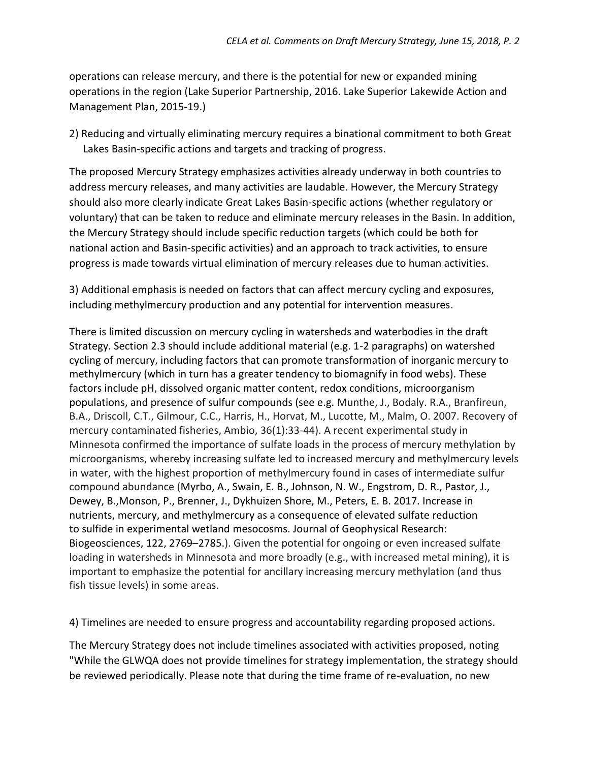operations can release mercury, and there is the potential for new or expanded mining operations in the region (Lake Superior Partnership, 2016. Lake Superior Lakewide Action and Management Plan, 2015-19.)

2) Reducing and virtually eliminating mercury requires a binational commitment to both Great Lakes Basin-specific actions and targets and tracking of progress.

The proposed Mercury Strategy emphasizes activities already underway in both countries to address mercury releases, and many activities are laudable. However, the Mercury Strategy should also more clearly indicate Great Lakes Basin-specific actions (whether regulatory or voluntary) that can be taken to reduce and eliminate mercury releases in the Basin. In addition, the Mercury Strategy should include specific reduction targets (which could be both for national action and Basin-specific activities) and an approach to track activities, to ensure progress is made towards virtual elimination of mercury releases due to human activities.

3) Additional emphasis is needed on factors that can affect mercury cycling and exposures, including methylmercury production and any potential for intervention measures.

There is limited discussion on mercury cycling in watersheds and waterbodies in the draft Strategy. Section 2.3 should include additional material (e.g. 1-2 paragraphs) on watershed cycling of mercury, including factors that can promote transformation of inorganic mercury to methylmercury (which in turn has a greater tendency to biomagnify in food webs). These factors include pH, dissolved organic matter content, redox conditions, microorganism populations, and presence of sulfur compounds (see e.g. Munthe, J., Bodaly. R.A., Branfireun, B.A., Driscoll, C.T., Gilmour, C.C., Harris, H., Horvat, M., Lucotte, M., Malm, O. 2007. Recovery of mercury contaminated fisheries, Ambio, 36(1):33-44). A recent experimental study in Minnesota confirmed the importance of sulfate loads in the process of mercury methylation by microorganisms, whereby increasing sulfate led to increased mercury and methylmercury levels in water, with the highest proportion of methylmercury found in cases of intermediate sulfur compound abundance (Myrbo, A., Swain, E. B., Johnson, N. W., Engstrom, D. R., Pastor, J., Dewey, B.,Monson, P., Brenner, J., Dykhuizen Shore, M., Peters, E. B. 2017. Increase in nutrients, mercury, and methylmercury as a consequence of elevated sulfate reduction to sulfide in experimental wetland mesocosms. Journal of Geophysical Research: Biogeosciences, 122, 2769–2785.). Given the potential for ongoing or even increased sulfate loading in watersheds in Minnesota and more broadly (e.g., with increased metal mining), it is important to emphasize the potential for ancillary increasing mercury methylation (and thus fish tissue levels) in some areas.

4) Timelines are needed to ensure progress and accountability regarding proposed actions.

The Mercury Strategy does not include timelines associated with activities proposed, noting "While the GLWQA does not provide timelines for strategy implementation, the strategy should be reviewed periodically. Please note that during the time frame of re-evaluation, no new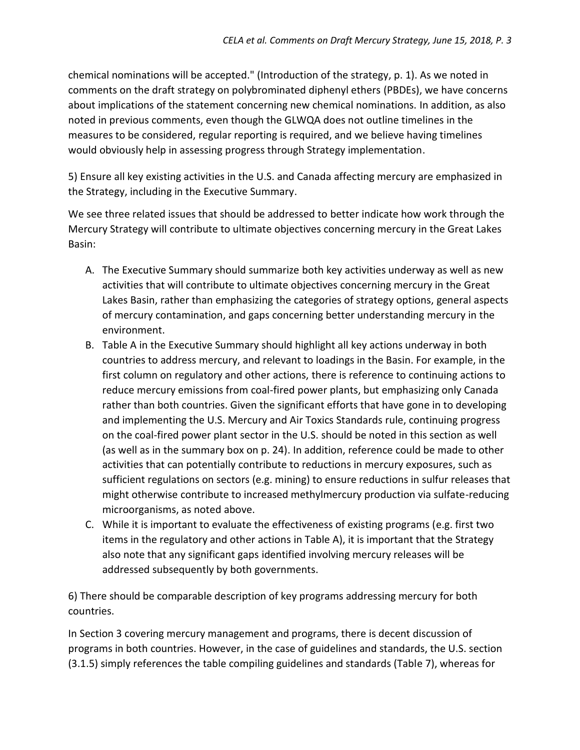chemical nominations will be accepted." (Introduction of the strategy, p. 1). As we noted in comments on the draft strategy on polybrominated diphenyl ethers (PBDEs), we have concerns about implications of the statement concerning new chemical nominations. In addition, as also noted in previous comments, even though the GLWQA does not outline timelines in the measures to be considered, regular reporting is required, and we believe having timelines would obviously help in assessing progress through Strategy implementation.

5) Ensure all key existing activities in the U.S. and Canada affecting mercury are emphasized in the Strategy, including in the Executive Summary.

We see three related issues that should be addressed to better indicate how work through the Mercury Strategy will contribute to ultimate objectives concerning mercury in the Great Lakes Basin:

A. The Executive Summary should summarize both key activities underway as well as new activities that will contribute to ultimate objectives concerning mercury in the Great Lakes Basin, rather than emphasizing the categories of strategy options, general aspects of mercury contamination, and gaps concerning better understanding mercury in the environment.
B. Table A in the Executive Summary should highlight all key actions underway in both countries to address mercury, and relevant to loadings in the Basin. For example, in the first column on regulatory and other actions, there is reference to continuing actions to reduce mercury emissions from coal-fired power plants, but emphasizing only Canada rather than both countries. Given the significant efforts that have gone in to developing and implementing the U.S. Mercury and Air Toxics Standards rule, continuing progress on the coal-fired power plant sector in the U.S. should be noted in this section as well (as well as in the summary box on p. 24). In addition, reference could be made to other activities that can potentially contribute to reductions in mercury exposures, such as sufficient regulations on sectors (e.g. mining) to ensure reductions in sulfur releases that might otherwise contribute to increased methylmercury production via sulfate-reducing microorganisms, as noted above.
C. While it is important to evaluate the effectiveness of existing programs (e.g. first two items in the regulatory and other actions in Table A), it is important that the Strategy also note that any significant gaps identified involving mercury releases will be addressed subsequently by both governments.

6) There should be comparable description of key programs addressing mercury for both countries.

In Section 3 covering mercury management and programs, there is decent discussion of programs in both countries. However, in the case of guidelines and standards, the U.S. section (3.1.5) simply references the table compiling guidelines and standards (Table 7), whereas for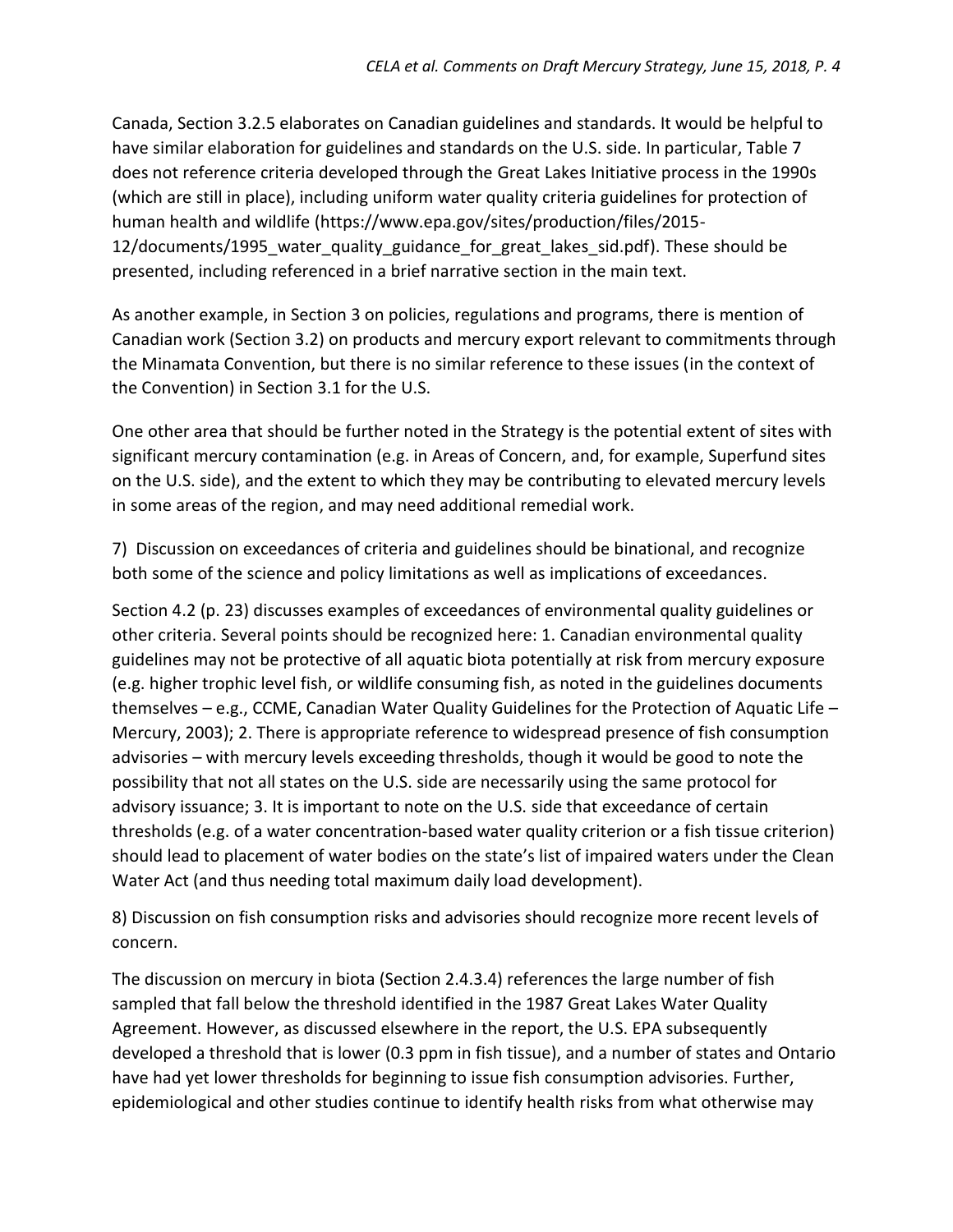Canada, Section 3.2.5 elaborates on Canadian guidelines and standards. It would be helpful to have similar elaboration for guidelines and standards on the U.S. side. In particular, Table 7 does not reference criteria developed through the Great Lakes Initiative process in the 1990s (which are still in place), including uniform water quality criteria guidelines for protection of human health and wildlife (https://www.epa.gov/sites/production/files/2015-12/documents/1995_water_quality_guidance_for_great_lakes_sid.pdf). These should be presented, including referenced in a brief narrative section in the main text.

As another example, in Section 3 on policies, regulations and programs, there is mention of Canadian work (Section 3.2) on products and mercury export relevant to commitments through the Minamata Convention, but there is no similar reference to these issues (in the context of the Convention) in Section 3.1 for the U.S.

One other area that should be further noted in the Strategy is the potential extent of sites with significant mercury contamination (e.g. in Areas of Concern, and, for example, Superfund sites on the U.S. side), and the extent to which they may be contributing to elevated mercury levels in some areas of the region, and may need additional remedial work.

7) Discussion on exceedances of criteria and guidelines should be binational, and recognize both some of the science and policy limitations as well as implications of exceedances.

Section 4.2 (p. 23) discusses examples of exceedances of environmental quality guidelines or other criteria. Several points should be recognized here: 1. Canadian environmental quality guidelines may not be protective of all aquatic biota potentially at risk from mercury exposure (e.g. higher trophic level fish, or wildlife consuming fish, as noted in the guidelines documents themselves – e.g., CCME, Canadian Water Quality Guidelines for the Protection of Aquatic Life – Mercury, 2003); 2. There is appropriate reference to widespread presence of fish consumption advisories – with mercury levels exceeding thresholds, though it would be good to note the possibility that not all states on the U.S. side are necessarily using the same protocol for advisory issuance; 3. It is important to note on the U.S. side that exceedance of certain thresholds (e.g. of a water concentration-based water quality criterion or a fish tissue criterion) should lead to placement of water bodies on the state's list of impaired waters under the Clean Water Act (and thus needing total maximum daily load development).

8) Discussion on fish consumption risks and advisories should recognize more recent levels of concern.

The discussion on mercury in biota (Section 2.4.3.4) references the large number of fish sampled that fall below the threshold identified in the 1987 Great Lakes Water Quality Agreement. However, as discussed elsewhere in the report, the U.S. EPA subsequently developed a threshold that is lower (0.3 ppm in fish tissue), and a number of states and Ontario have had yet lower thresholds for beginning to issue fish consumption advisories. Further, epidemiological and other studies continue to identify health risks from what otherwise may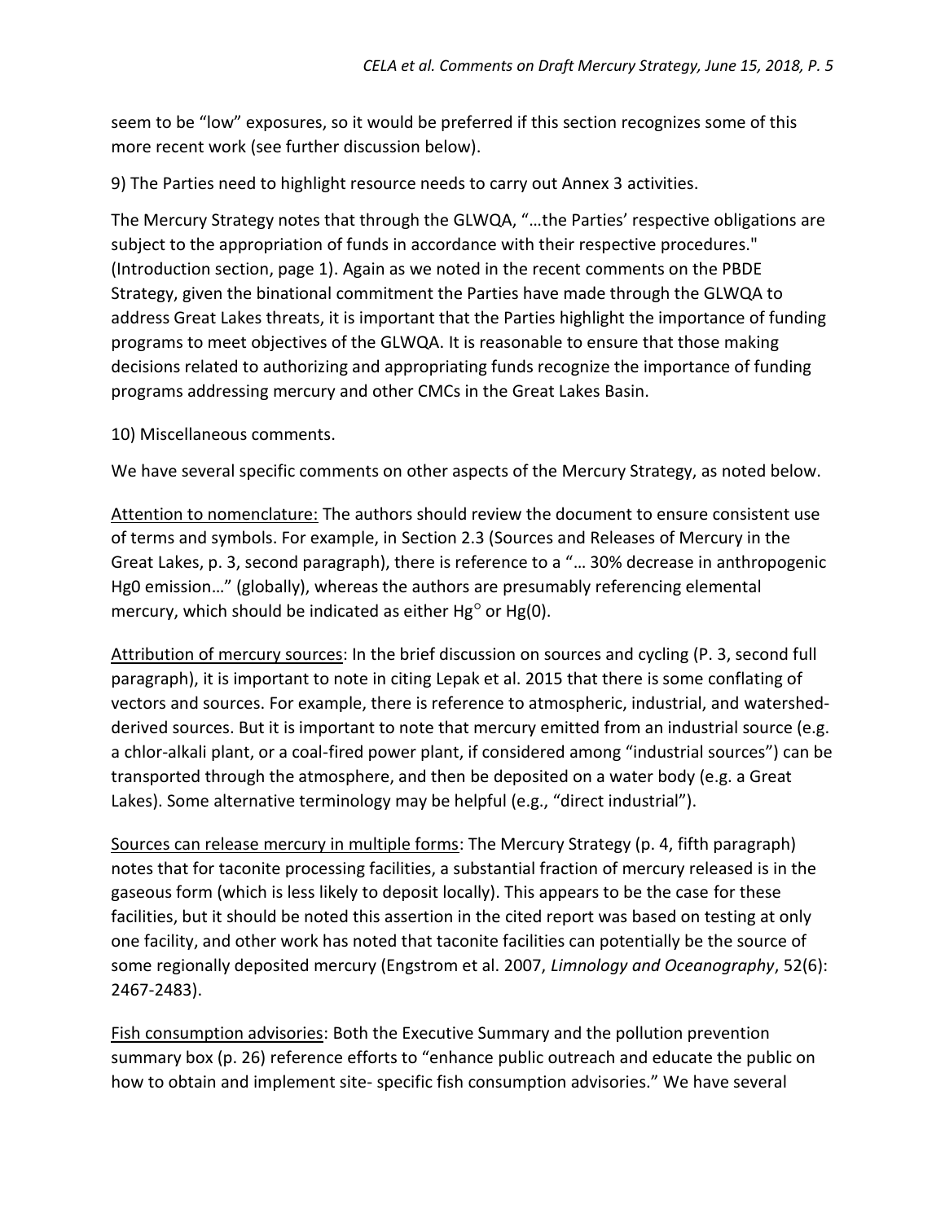seem to be "low" exposures, so it would be preferred if this section recognizes some of this more recent work (see further discussion below).

9) The Parties need to highlight resource needs to carry out Annex 3 activities.

The Mercury Strategy notes that through the GLWQA, "…the Parties' respective obligations are subject to the appropriation of funds in accordance with their respective procedures." (Introduction section, page 1). Again as we noted in the recent comments on the PBDE Strategy, given the binational commitment the Parties have made through the GLWQA to address Great Lakes threats, it is important that the Parties highlight the importance of funding programs to meet objectives of the GLWQA. It is reasonable to ensure that those making decisions related to authorizing and appropriating funds recognize the importance of funding programs addressing mercury and other CMCs in the Great Lakes Basin.

10) Miscellaneous comments.

We have several specific comments on other aspects of the Mercury Strategy, as noted below.

<u>Attention to nomenclature:</u> The authors should review the document to ensure consistent use of terms and symbols. For example, in Section 2.3 (Sources and Releases of Mercury in the Great Lakes, p. 3, second paragraph), there is reference to a "… 30% decrease in anthropogenic Hg0 emission…" (globally), whereas the authors are presumably referencing elemental mercury, which should be indicated as either $Hg^{\circ}$ or Hg(0).

<u>Attribution of mercury sources</u>: In the brief discussion on sources and cycling (P. 3, second full paragraph), it is important to note in citing Lepak et al. 2015 that there is some conflating of vectors and sources. For example, there is reference to atmospheric, industrial, and watershed-derived sources. But it is important to note that mercury emitted from an industrial source (e.g. a chlor-alkali plant, or a coal-fired power plant, if considered among "industrial sources") can be transported through the atmosphere, and then be deposited on a water body (e.g. a Great Lakes). Some alternative terminology may be helpful (e.g., "direct industrial").

<u>Sources can release mercury in multiple forms</u>: The Mercury Strategy (p. 4, fifth paragraph) notes that for taconite processing facilities, a substantial fraction of mercury released is in the gaseous form (which is less likely to deposit locally). This appears to be the case for these facilities, but it should be noted this assertion in the cited report was based on testing at only one facility, and other work has noted that taconite facilities can potentially be the source of some regionally deposited mercury (Engstrom et al. 2007, *Limnology and Oceanography*, 52(6): 2467-2483).

<u>Fish consumption advisories</u>: Both the Executive Summary and the pollution prevention summary box (p. 26) reference efforts to "enhance public outreach and educate the public on how to obtain and implement site- specific fish consumption advisories." We have several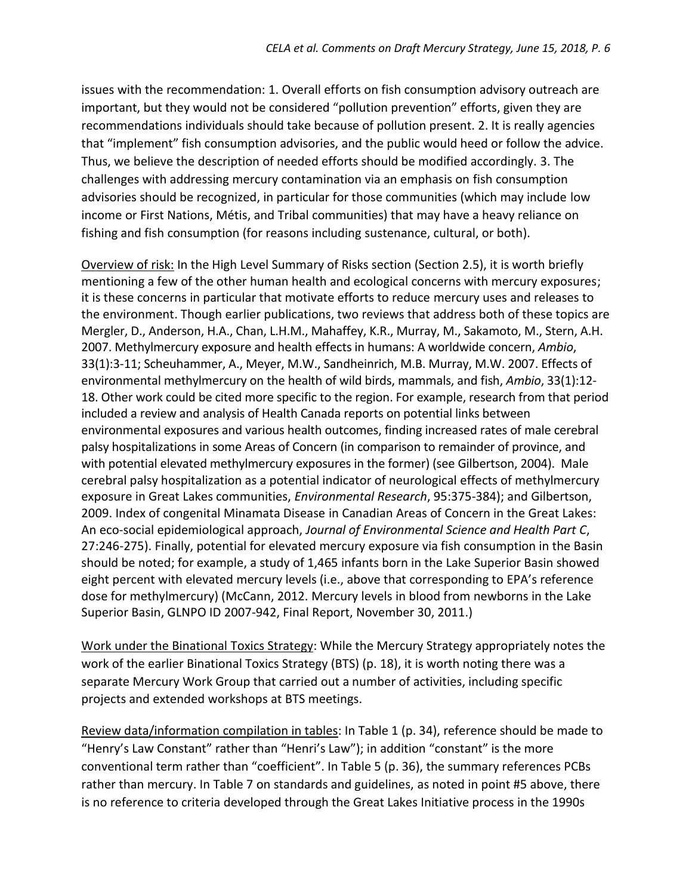issues with the recommendation: 1. Overall efforts on fish consumption advisory outreach are important, but they would not be considered "pollution prevention" efforts, given they are recommendations individuals should take because of pollution present. 2. It is really agencies that "implement" fish consumption advisories, and the public would heed or follow the advice. Thus, we believe the description of needed efforts should be modified accordingly. 3. The challenges with addressing mercury contamination via an emphasis on fish consumption advisories should be recognized, in particular for those communities (which may include low income or First Nations, Métis, and Tribal communities) that may have a heavy reliance on fishing and fish consumption (for reasons including sustenance, cultural, or both).

<u>Overview of risk:</u> In the High Level Summary of Risks section (Section 2.5), it is worth briefly mentioning a few of the other human health and ecological concerns with mercury exposures; it is these concerns in particular that motivate efforts to reduce mercury uses and releases to the environment. Though earlier publications, two reviews that address both of these topics are Mergler, D., Anderson, H.A., Chan, L.H.M., Mahaffey, K.R., Murray, M., Sakamoto, M., Stern, A.H. 2007. Methylmercury exposure and health effects in humans: A worldwide concern, *Ambio*, 33(1):3-11; Scheuhammer, A., Meyer, M.W., Sandheinrich, M.B. Murray, M.W. 2007. Effects of environmental methylmercury on the health of wild birds, mammals, and fish, *Ambio*, 33(1):12-18. Other work could be cited more specific to the region. For example, research from that period included a review and analysis of Health Canada reports on potential links between environmental exposures and various health outcomes, finding increased rates of male cerebral palsy hospitalizations in some Areas of Concern (in comparison to remainder of province, and with potential elevated methylmercury exposures in the former) (see Gilbertson, 2004). Male cerebral palsy hospitalization as a potential indicator of neurological effects of methylmercury exposure in Great Lakes communities, *Environmental Research*, 95:375-384); and Gilbertson, 2009. Index of congenital Minamata Disease in Canadian Areas of Concern in the Great Lakes: An eco-social epidemiological approach, *Journal of Environmental Science and Health Part C*, 27:246-275). Finally, potential for elevated mercury exposure via fish consumption in the Basin should be noted; for example, a study of 1,465 infants born in the Lake Superior Basin showed eight percent with elevated mercury levels (i.e., above that corresponding to EPA's reference dose for methylmercury) (McCann, 2012. Mercury levels in blood from newborns in the Lake Superior Basin, GLNPO ID 2007-942, Final Report, November 30, 2011.)

<u>Work under the Binational Toxics Strategy</u>: While the Mercury Strategy appropriately notes the work of the earlier Binational Toxics Strategy (BTS) (p. 18), it is worth noting there was a separate Mercury Work Group that carried out a number of activities, including specific projects and extended workshops at BTS meetings.

<u>Review data/information compilation in tables</u>: In Table 1 (p. 34), reference should be made to "Henry's Law Constant" rather than "Henri's Law"); in addition "constant" is the more conventional term rather than "coefficient". In Table 5 (p. 36), the summary references PCBs rather than mercury. In Table 7 on standards and guidelines, as noted in point #5 above, there is no reference to criteria developed through the Great Lakes Initiative process in the 1990s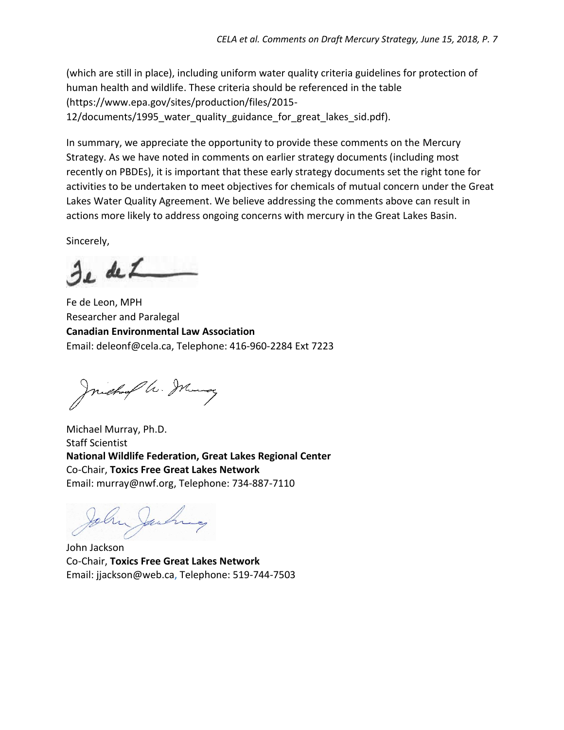(which are still in place), including uniform water quality criteria guidelines for protection of human health and wildlife. These criteria should be referenced in the table (https://www.epa.gov/sites/production/files/2015-12/documents/1995_water_quality_guidance_for_great_lakes_sid.pdf).

In summary, we appreciate the opportunity to provide these comments on the Mercury Strategy. As we have noted in comments on earlier strategy documents (including most recently on PBDEs), it is important that these early strategy documents set the right tone for activities to be undertaken to meet objectives for chemicals of mutual concern under the Great Lakes Water Quality Agreement. We believe addressing the comments above can result in actions more likely to address ongoing concerns with mercury in the Great Lakes Basin.

Sincerely,

Fe de Leon, MPH
Researcher and Paralegal
**Canadian Environmental Law Association**
Email: deleonf@cela.ca, Telephone: 416-960-2284 Ext 7223

Michael Murray, Ph.D.
Staff Scientist
**National Wildlife Federation, Great Lakes Regional Center**
Co-Chair, **Toxics Free Great Lakes Network**
Email: murray@nwf.org, Telephone: 734-887-7110

John Jackson
Co-Chair, **Toxics Free Great Lakes Network**
Email: jjackson@web.ca, Telephone: 519-744-7503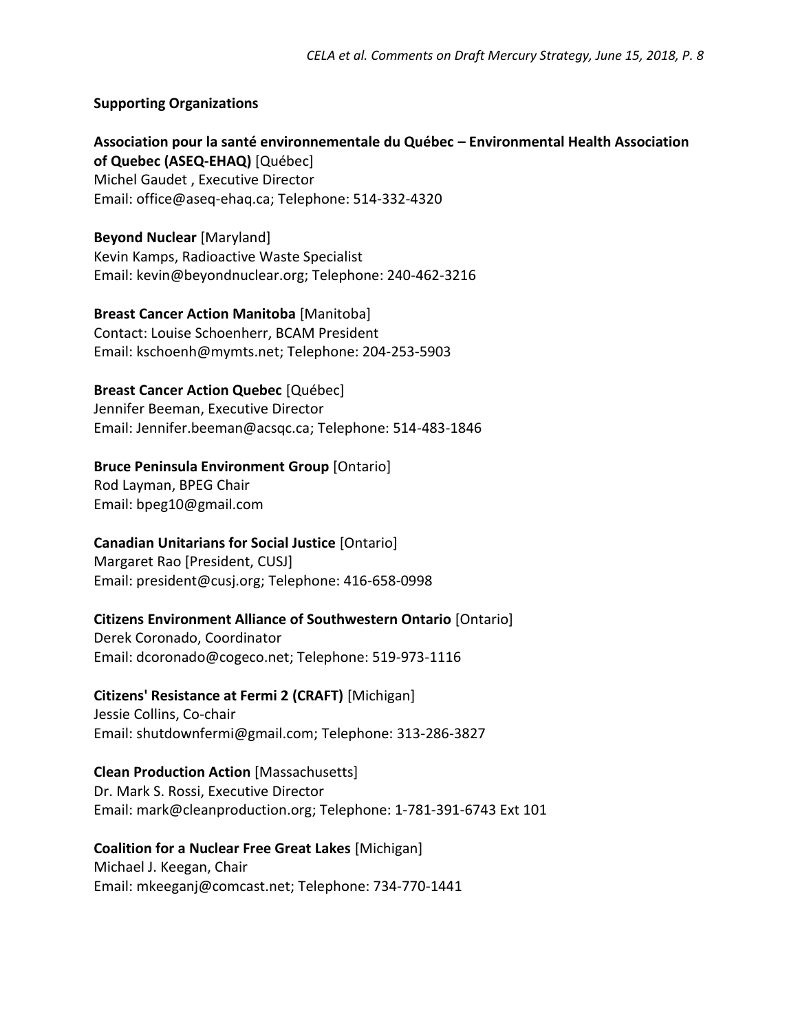**Supporting Organizations**

**Association pour la santé environnementale du Québec – Environmental Health Association of Quebec (ASEQ-EHAQ)** [Québec]
Michel Gaudet , Executive Director
Email: office@aseq-ehaq.ca; Telephone: 514-332-4320

**Beyond Nuclear** [Maryland]
Kevin Kamps, Radioactive Waste Specialist
Email: kevin@beyondnuclear.org; Telephone: 240-462-3216

**Breast Cancer Action Manitoba** [Manitoba]
Contact: Louise Schoenherr, BCAM President
Email: kschoenh@mymts.net; Telephone: 204-253-5903

**Breast Cancer Action Quebec** [Québec]
Jennifer Beeman, Executive Director
Email: Jennifer.beeman@acsqc.ca; Telephone: 514-483-1846

**Bruce Peninsula Environment Group** [Ontario]
Rod Layman, BPEG Chair
Email: bpeg10@gmail.com

**Canadian Unitarians for Social Justice** [Ontario]
Margaret Rao [President, CUSJ]
Email: president@cusj.org; Telephone: 416-658-0998

**Citizens Environment Alliance of Southwestern Ontario** [Ontario]
Derek Coronado, Coordinator
Email: dcoronado@cogeco.net; Telephone: 519-973-1116

**Citizens' Resistance at Fermi 2 (CRAFT)** [Michigan]
Jessie Collins, Co-chair
Email: shutdownfermi@gmail.com; Telephone: 313-286-3827

**Clean Production Action** [Massachusetts]
Dr. Mark S. Rossi, Executive Director
Email: mark@cleanproduction.org; Telephone: 1-781-391-6743 Ext 101

**Coalition for a Nuclear Free Great Lakes** [Michigan]
Michael J. Keegan, Chair
Email: mkeeganj@comcast.net; Telephone: 734-770-1441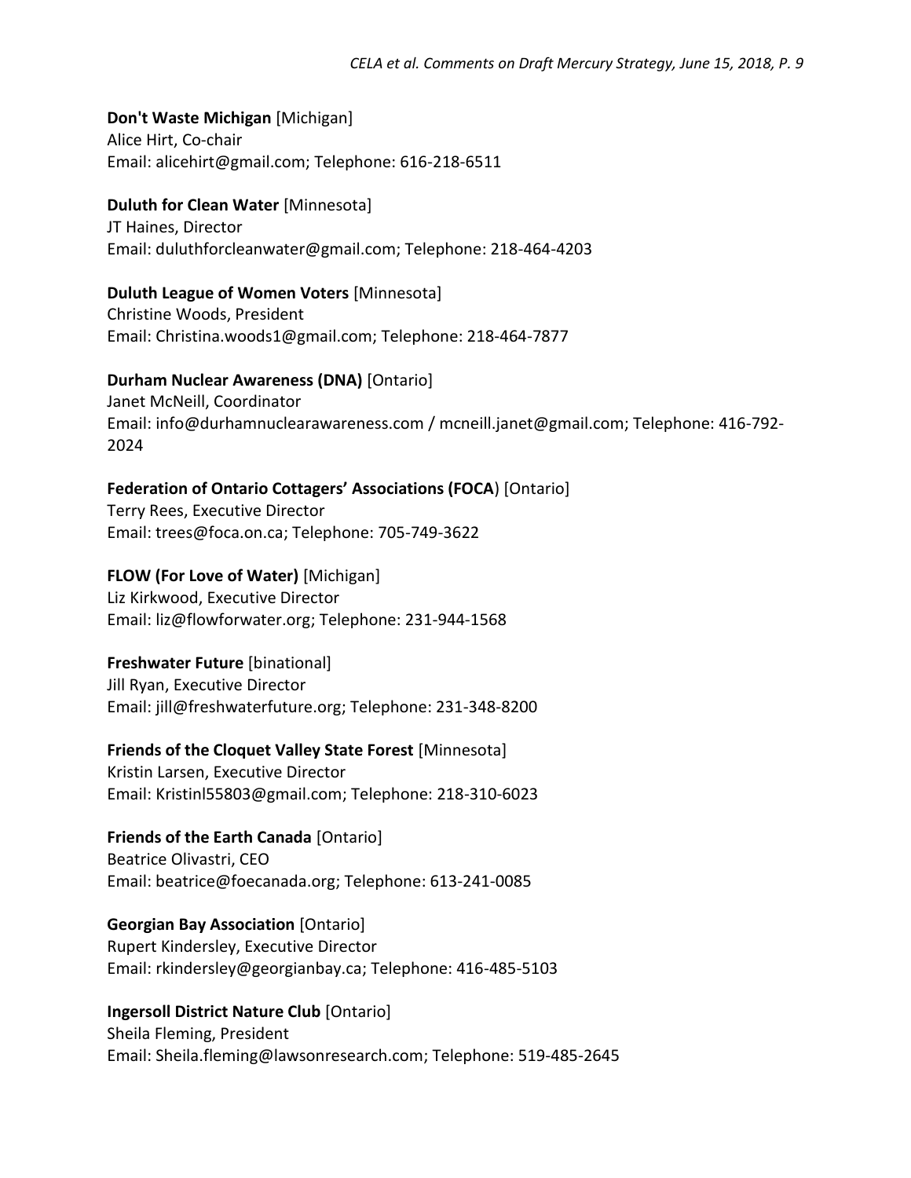**Don't Waste Michigan** [Michigan]
Alice Hirt, Co-chair
Email: alicehirt@gmail.com; Telephone: 616-218-6511

**Duluth for Clean Water** [Minnesota]
JT Haines, Director
Email: duluthforcleanwater@gmail.com; Telephone: 218-464-4203

**Duluth League of Women Voters** [Minnesota]
Christine Woods, President
Email: Christina.woods1@gmail.com; Telephone: 218-464-7877

**Durham Nuclear Awareness (DNA)** [Ontario]
Janet McNeill, Coordinator
Email: info@durhamnuclearawareness.com / mcneill.janet@gmail.com; Telephone: 416-792-2024

**Federation of Ontario Cottagers' Associations (FOCA**) [Ontario]
Terry Rees, Executive Director
Email: trees@foca.on.ca; Telephone: 705-749-3622

**FLOW (For Love of Water)** [Michigan]
Liz Kirkwood, Executive Director
Email: liz@flowforwater.org; Telephone: 231-944-1568

**Freshwater Future** [binational]
Jill Ryan, Executive Director
Email: jill@freshwaterfuture.org; Telephone: 231-348-8200

**Friends of the Cloquet Valley State Forest** [Minnesota]
Kristin Larsen, Executive Director
Email: Kristinl55803@gmail.com; Telephone: 218-310-6023

**Friends of the Earth Canada** [Ontario]
Beatrice Olivastri, CEO
Email: beatrice@foecanada.org; Telephone: 613-241-0085

**Georgian Bay Association** [Ontario]
Rupert Kindersley, Executive Director
Email: rkindersley@georgianbay.ca; Telephone: 416-485-5103

**Ingersoll District Nature Club** [Ontario]
Sheila Fleming, President
Email: Sheila.fleming@lawsonresearch.com; Telephone: 519-485-2645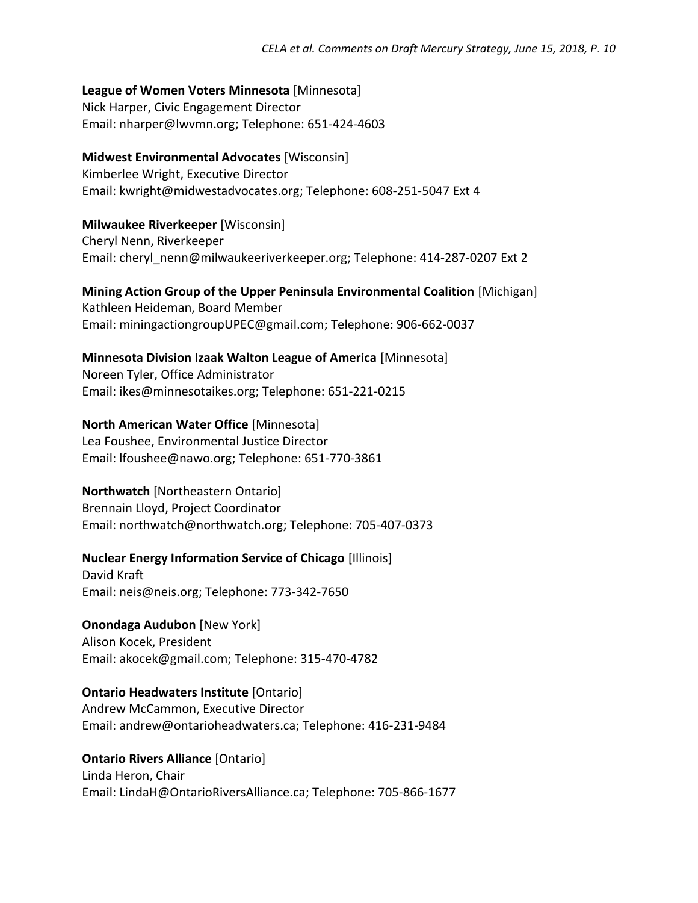**League of Women Voters Minnesota** [Minnesota]
Nick Harper, Civic Engagement Director
Email: nharper@lwvmn.org; Telephone: 651-424-4603

**Midwest Environmental Advocates** [Wisconsin]
Kimberlee Wright, Executive Director
Email: kwright@midwestadvocates.org; Telephone: 608-251-5047 Ext 4

**Milwaukee Riverkeeper** [Wisconsin]
Cheryl Nenn, Riverkeeper
Email: cheryl_nenn@milwaukeeriverkeeper.org; Telephone: 414-287-0207 Ext 2

**Mining Action Group of the Upper Peninsula Environmental Coalition** [Michigan]
Kathleen Heideman, Board Member
Email: miningactiongroupUPEC@gmail.com; Telephone: 906-662-0037

**Minnesota Division Izaak Walton League of America** [Minnesota]
Noreen Tyler, Office Administrator
Email: ikes@minnesotaikes.org; Telephone: 651-221-0215

**North American Water Office** [Minnesota]
Lea Foushee, Environmental Justice Director
Email: lfoushee@nawo.org; Telephone: 651-770-3861

**Northwatch** [Northeastern Ontario]
Brennain Lloyd, Project Coordinator
Email: northwatch@northwatch.org; Telephone: 705-407-0373

**Nuclear Energy Information Service of Chicago** [Illinois]
David Kraft
Email: neis@neis.org; Telephone: 773-342-7650

**Onondaga Audubon** [New York]
Alison Kocek, President
Email: akocek@gmail.com; Telephone: 315-470-4782

**Ontario Headwaters Institute** [Ontario]
Andrew McCammon, Executive Director
Email: andrew@ontarioheadwaters.ca; Telephone: 416-231-9484

**Ontario Rivers Alliance** [Ontario]
Linda Heron, Chair
Email: LindaH@OntarioRiversAlliance.ca; Telephone: 705-866-1677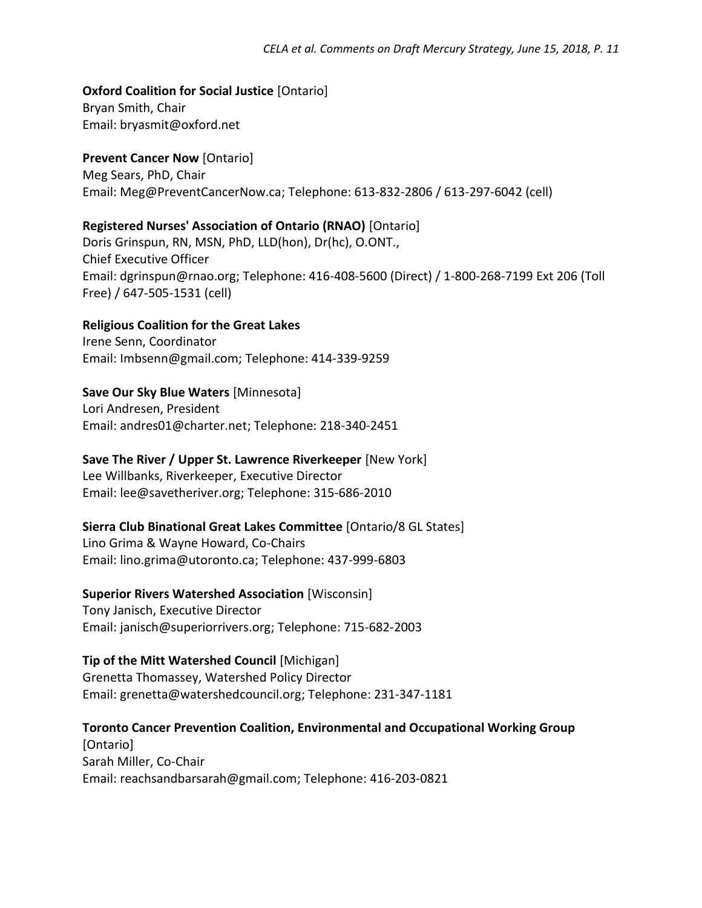**Oxford Coalition for Social Justice** [Ontario]
Bryan Smith, Chair
Email: bryasmit@oxford.net

**Prevent Cancer Now** [Ontario]
Meg Sears, PhD, Chair
Email: Meg@PreventCancerNow.ca; Telephone: 613-832-2806 / 613-297-6042 (cell)

**Registered Nurses' Association of Ontario (RNAO)** [Ontario]
Doris Grinspun, RN, MSN, PhD, LLD(hon), Dr(hc), O.ONT.,
Chief Executive Officer
Email: dgrinspun@rnao.org; Telephone: 416-408-5600 (Direct) / 1-800-268-7199 Ext 206 (Toll Free) / 647-505-1531 (cell)

**Religious Coalition for the Great Lakes**
Irene Senn, Coordinator
Email: Imbsenn@gmail.com; Telephone: 414-339-9259

**Save Our Sky Blue Waters** [Minnesota]
Lori Andresen, President
Email: andres01@charter.net; Telephone: 218-340-2451

**Save The River / Upper St. Lawrence Riverkeeper** [New York]
Lee Willbanks, Riverkeeper, Executive Director
Email: lee@savetheriver.org; Telephone: 315-686-2010

**Sierra Club Binational Great Lakes Committee** [Ontario/8 GL States]
Lino Grima & Wayne Howard, Co-Chairs
Email: lino.grima@utoronto.ca; Telephone: 437-999-6803

**Superior Rivers Watershed Association** [Wisconsin]
Tony Janisch, Executive Director
Email: janisch@superiorrivers.org; Telephone: 715-682-2003

**Tip of the Mitt Watershed Council** [Michigan]
Grenetta Thomassey, Watershed Policy Director
Email: grenetta@watershedcouncil.org; Telephone: 231-347-1181

**Toronto Cancer Prevention Coalition, Environmental and Occupational Working Group** [Ontario]
Sarah Miller, Co-Chair
Email: reachsandbarsarah@gmail.com; Telephone: 416-203-0821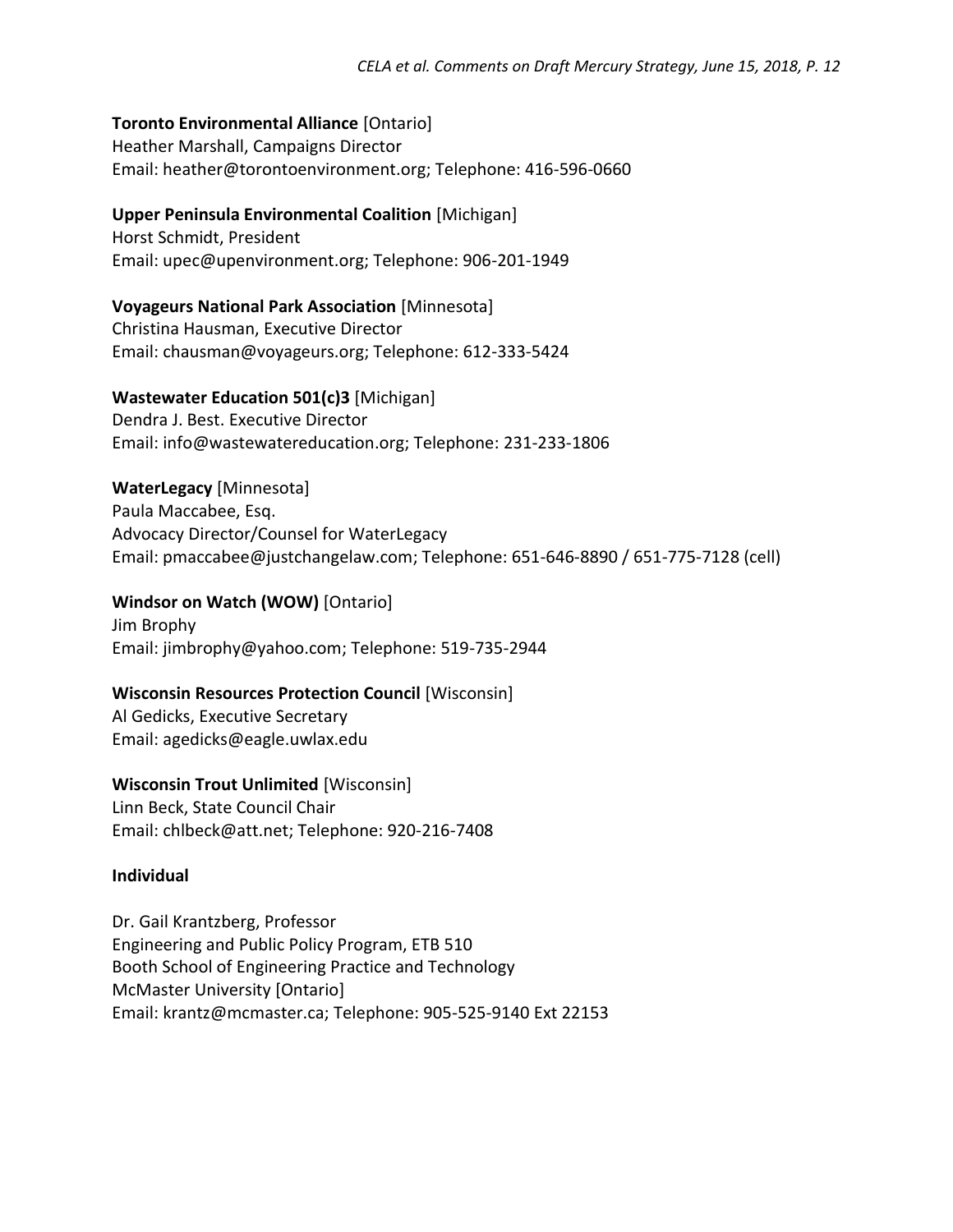**Toronto Environmental Alliance** [Ontario]
Heather Marshall, Campaigns Director
Email: heather@torontoenvironment.org; Telephone: 416-596-0660

**Upper Peninsula Environmental Coalition** [Michigan]
Horst Schmidt, President
Email: upec@upenvironment.org; Telephone: 906-201-1949

**Voyageurs National Park Association** [Minnesota]
Christina Hausman, Executive Director
Email: chausman@voyageurs.org; Telephone: 612-333-5424

**Wastewater Education 501(c)3** [Michigan]
Dendra J. Best. Executive Director
Email: info@wastewatereducation.org; Telephone: 231-233-1806

**WaterLegacy** [Minnesota]
Paula Maccabee, Esq.
Advocacy Director/Counsel for WaterLegacy
Email: pmaccabee@justchangelaw.com; Telephone: 651-646-8890 / 651-775-7128 (cell)

**Windsor on Watch (WOW)** [Ontario]
Jim Brophy
Email: jimbrophy@yahoo.com; Telephone: 519-735-2944

**Wisconsin Resources Protection Council** [Wisconsin]
Al Gedicks, Executive Secretary
Email: agedicks@eagle.uwlax.edu

**Wisconsin Trout Unlimited** [Wisconsin]
Linn Beck, State Council Chair
Email: chlbeck@att.net; Telephone: 920-216-7408

**Individual**

Dr. Gail Krantzberg, Professor
Engineering and Public Policy Program, ETB 510
Booth School of Engineering Practice and Technology
McMaster University [Ontario]
Email: krantz@mcmaster.ca; Telephone: 905-525-9140 Ext 22153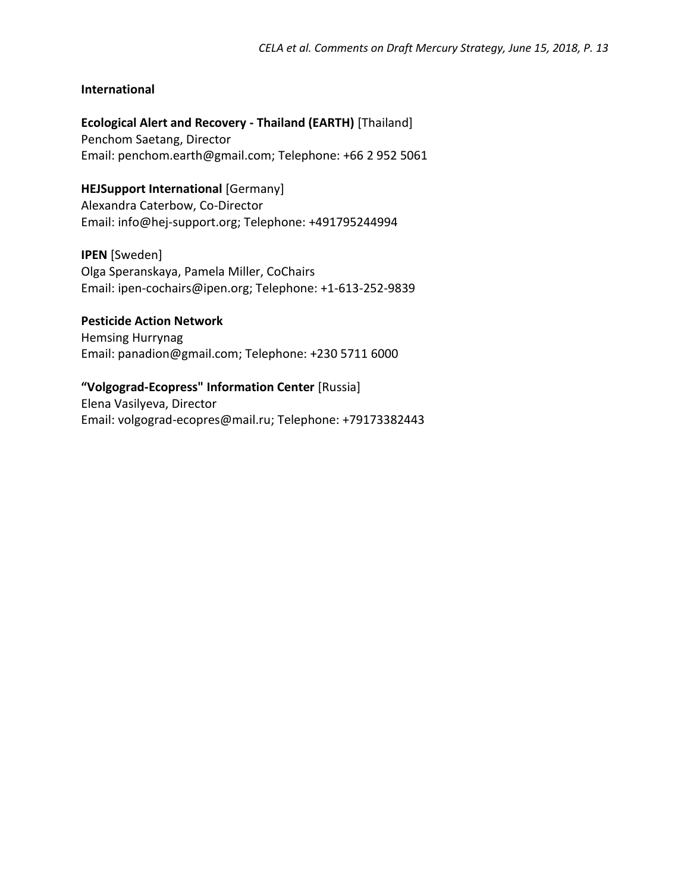**International**

**Ecological Alert and Recovery - Thailand (EARTH)** [Thailand]
Penchom Saetang, Director
Email: penchom.earth@gmail.com; Telephone: +66 2 952 5061

**HEJSupport International** [Germany]
Alexandra Caterbow, Co-Director
Email: info@hej-support.org; Telephone: +491795244994

**IPEN** [Sweden]
Olga Speranskaya, Pamela Miller, CoChairs
Email: ipen-cochairs@ipen.org; Telephone: +1-613-252-9839

**Pesticide Action Network**
Hemsing Hurrynag
Email: panadion@gmail.com; Telephone: +230 5711 6000

**"Volgograd-Ecopress" Information Center** [Russia]
Elena Vasilyeva, Director
Email: volgograd-ecopres@mail.ru; Telephone: +79173382443